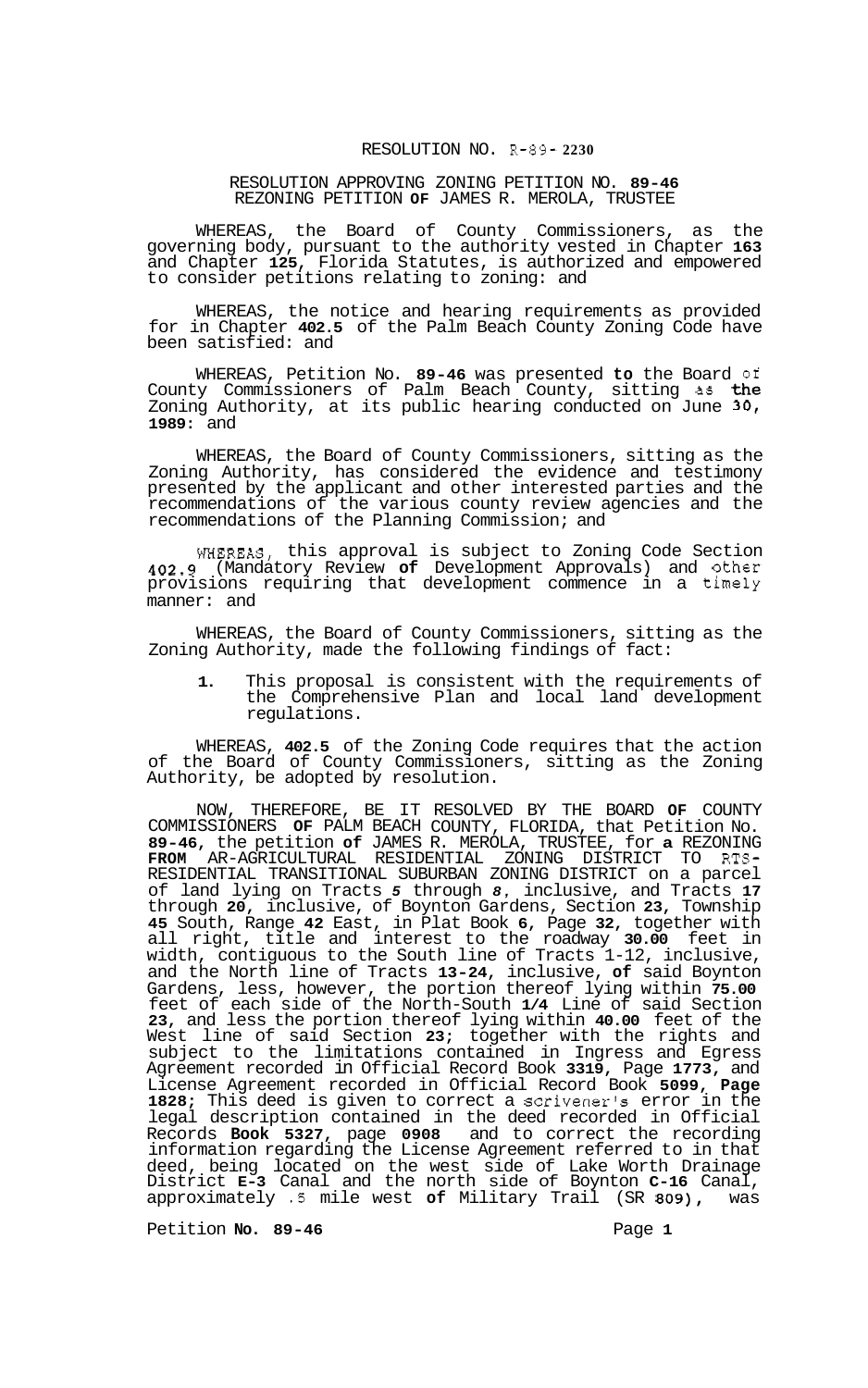# RESOLUTION NO. R-89-2230

## RESOLUTION APPROVING ZONING PETITION NO. 89-46
## REZONING PETITION OF JAMES R. MEROLA, TRUSTEE

WHEREAS, the Board of County Commissioners, as the governing body, pursuant to the authority vested in Chapter 163 and Chapter 125, Florida Statutes, is authorized and empowered to consider petitions relating to zoning: and

WHEREAS, the notice and hearing requirements as provided for in Chapter 402.5 of the Palm Beach County Zoning Code have been satisfied: and

WHEREAS, Petition No. 89-46 was presented to the Board of County Commissioners of Palm Beach County, sitting as the Zoning Authority, at its public hearing conducted on June 30, 1989: and

WHEREAS, the Board of County Commissioners, sitting as the Zoning Authority, has considered the evidence and testimony presented by the applicant and other interested parties and the recommendations of the various county review agencies and the recommendations of the Planning Commission; and

WHEREAS, this approval is subject to Zoning Code Section 402.9 (Mandatory Review of Development Approvals) and other provisions requiring that development commence in a timely manner: and

WHEREAS, the Board of County Commissioners, sitting as the Zoning Authority, made the following findings of fact:

1. This proposal is consistent with the requirements of the Comprehensive Plan and local land development regulations.

WHEREAS, 402.5 of the Zoning Code requires that the action of the Board of County Commissioners, sitting as the Zoning Authority, be adopted by resolution.

NOW, THEREFORE, BE IT RESOLVED BY THE BOARD OF COUNTY COMMISSIONERS OF PALM BEACH COUNTY, FLORIDA, that Petition No. 89-46, the petition of JAMES R. MEROLA, TRUSTEE, for a REZONING FROM AR-AGRICULTURAL RESIDENTIAL ZONING DISTRICT TO RTS-RESIDENTIAL TRANSITIONAL SUBURBAN ZONING DISTRICT on a parcel of land lying on Tracts 5 through 8, inclusive, and Tracts 17 through 20, inclusive, of Boynton Gardens, Section 23, Township 45 South, Range 42 East, in Plat Book 6, Page 32, together with all right, title and interest to the roadway 30.00 feet in width, contiguous to the South line of Tracts 1-12, inclusive, and the North line of Tracts 13-24, inclusive, of said Boynton Gardens, less, however, the portion thereof lying within 75.00 feet of each side of the North-South 1/4 Line of said Section 23, and less the portion thereof lying within 40.00 feet of the West line of said Section 23; together with the rights and subject to the limitations contained in Ingress and Egress Agreement recorded in Official Record Book 3319, Page 1773, and License Agreement recorded in Official Record Book 5099, Page 1828; This deed is given to correct a scrivener's error in the legal description contained in the deed recorded in Official Records Book 5327, page 0908 and to correct the recording information regarding the License Agreement referred to in that deed, being located on the west side of Lake Worth Drainage District E-3 Canal and the north side of Boynton C-16 Canal, approximately .5 mile west of Military Trail (SR 809), was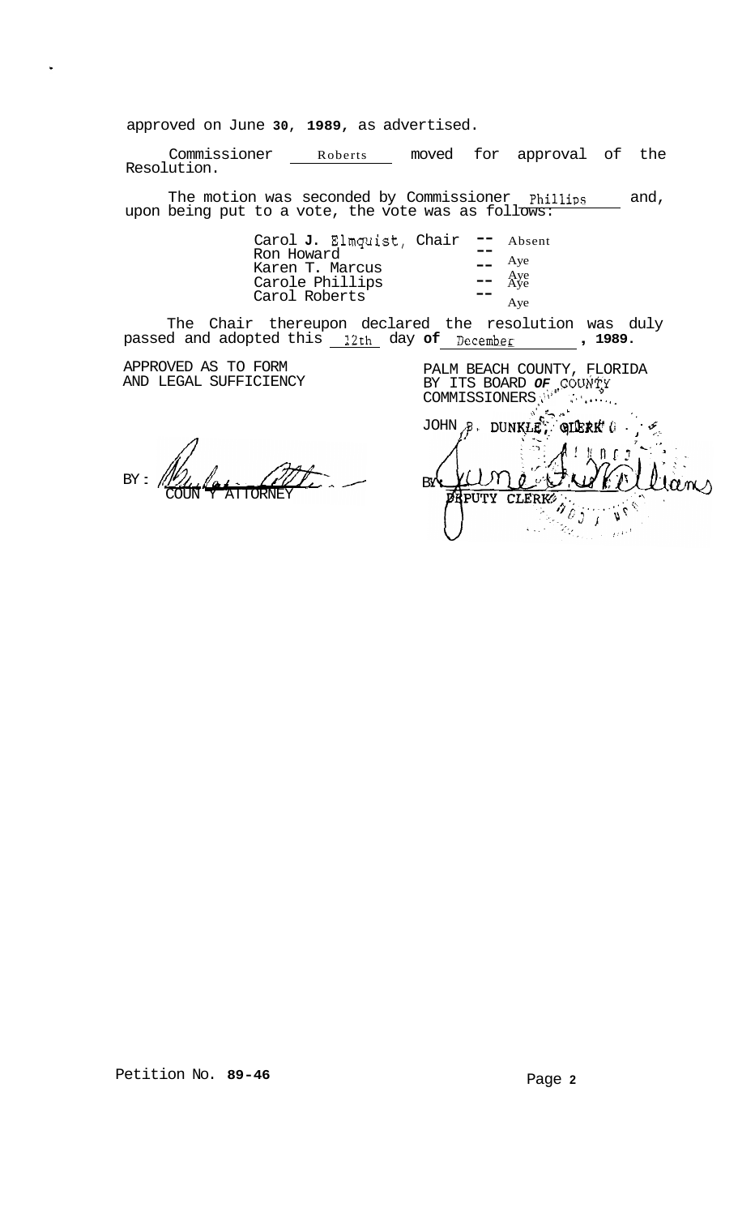approved on June **30**, **1989**, as advertised.

Commissioner Roberts moved for approval of the Resolution.

The motion was seconded by Commissioner Phillips and, upon being put to a vote, the vote was as follows:

| | | |
|---|---|---|
| Carol J. Elmquist, Chair | -- | Absent |
| Ron Howard | -- | Aye |
| Karen T. Marcus | -- | Aye |
| Carole Phillips | -- | Aye |
| Carol Roberts | -- | Aye |

The Chair thereupon declared the resolution was duly passed and adopted this 12th day **of** December **, 1989**.

APPROVED AS TO FORM
AND LEGAL SUFFICIENCY

BY: COUNTY ATTORNEY

PALM BEACH COUNTY, FLORIDA
BY ITS BOARD *OF* COUNTY
COMMISSIONERS

JOHN B. DUNKLE, CLERK

BY: DEPUTY CLERK

Petition No. **89-46**